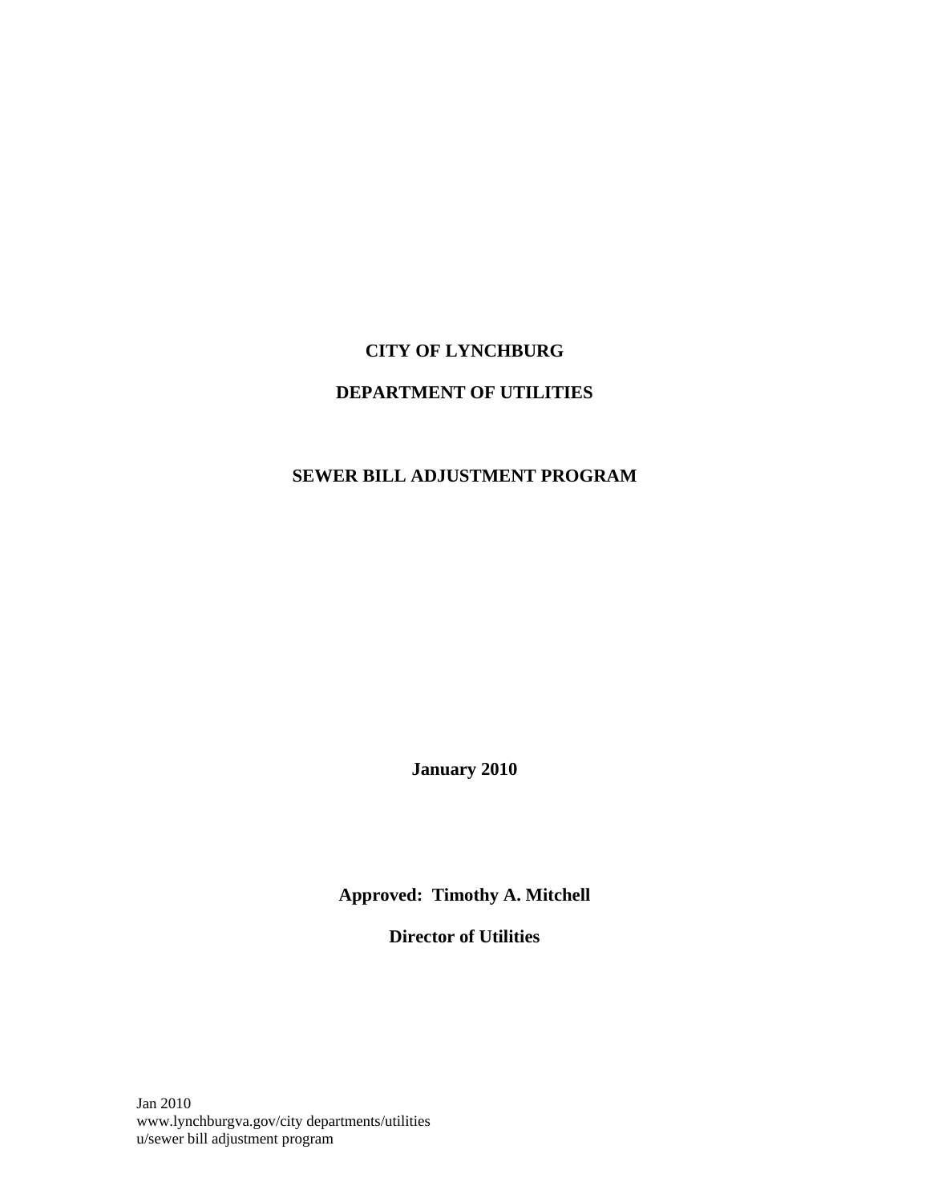# CITY OF LYNCHBURG

## DEPARTMENT OF UTILITIES

## SEWER BILL ADJUSTMENT PROGRAM

**January 2010**

**Approved: Timothy A. Mitchell**

**Director of Utilities**

Jan 2010
www.lynchburgva.gov/city departments/utilities
u/sewer bill adjustment program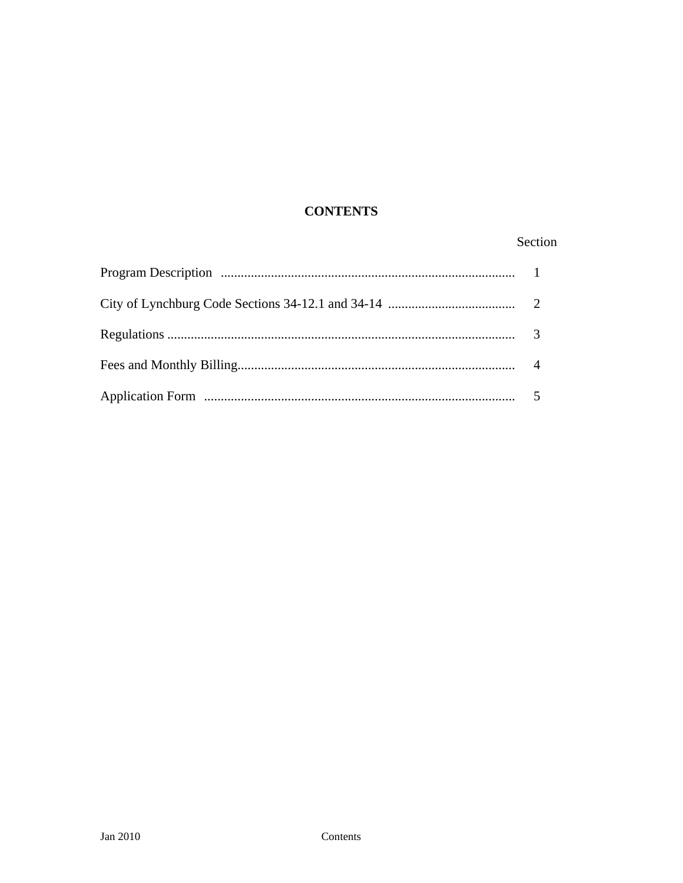# CONTENTS

| | Section |
|---|---|
| Program Description | 1 |
| City of Lynchburg Code Sections 34-12.1 and 34-14 | 2 |
| Regulations | 3 |
| Fees and Monthly Billing | 4 |
| Application Form | 5 |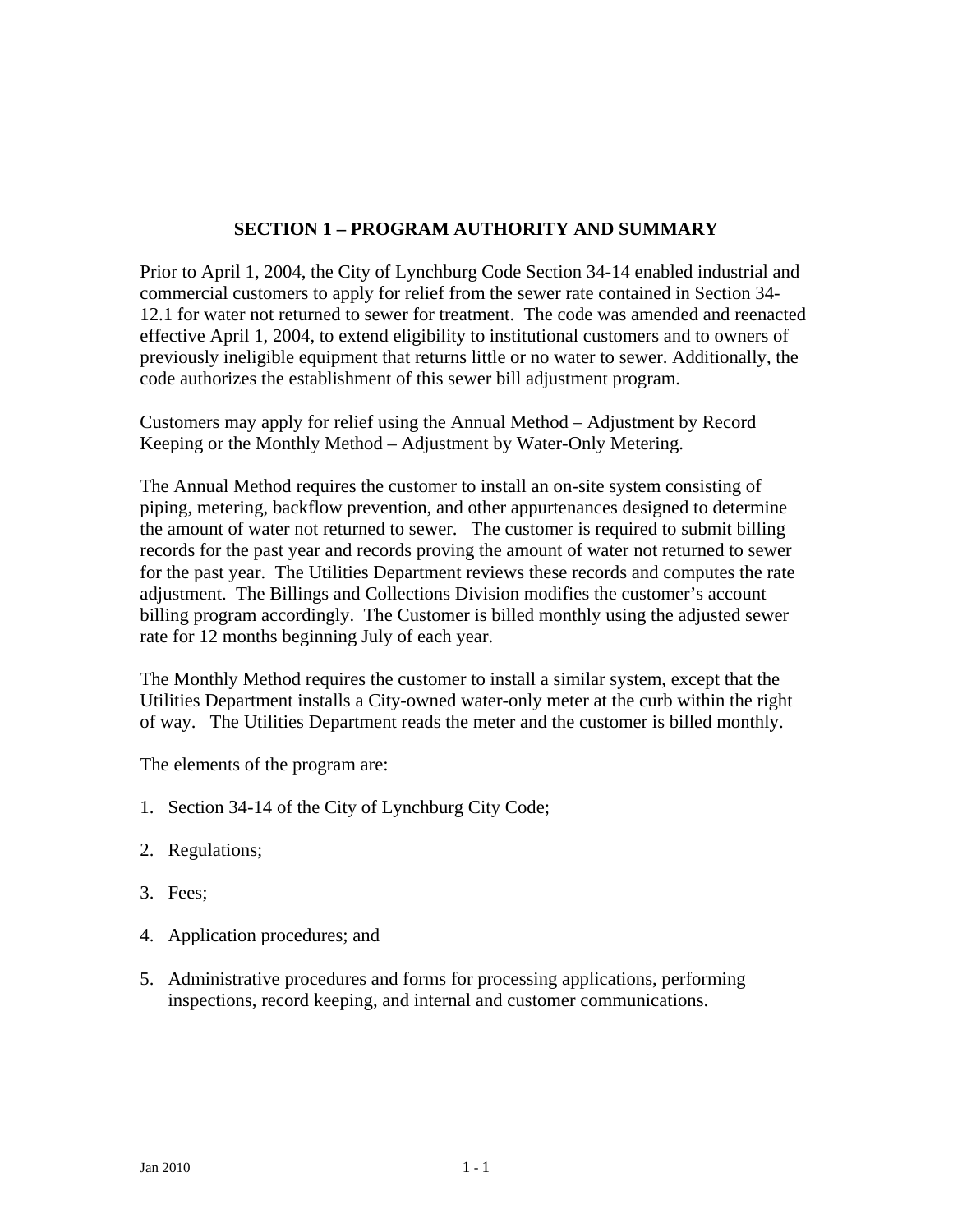## SECTION 1 – PROGRAM AUTHORITY AND SUMMARY

Prior to April 1, 2004, the City of Lynchburg Code Section 34-14 enabled industrial and commercial customers to apply for relief from the sewer rate contained in Section 34-12.1 for water not returned to sewer for treatment. The code was amended and reenacted effective April 1, 2004, to extend eligibility to institutional customers and to owners of previously ineligible equipment that returns little or no water to sewer. Additionally, the code authorizes the establishment of this sewer bill adjustment program.

Customers may apply for relief using the Annual Method – Adjustment by Record Keeping or the Monthly Method – Adjustment by Water-Only Metering.

The Annual Method requires the customer to install an on-site system consisting of piping, metering, backflow prevention, and other appurtenances designed to determine the amount of water not returned to sewer. The customer is required to submit billing records for the past year and records proving the amount of water not returned to sewer for the past year. The Utilities Department reviews these records and computes the rate adjustment. The Billings and Collections Division modifies the customer's account billing program accordingly. The Customer is billed monthly using the adjusted sewer rate for 12 months beginning July of each year.

The Monthly Method requires the customer to install a similar system, except that the Utilities Department installs a City-owned water-only meter at the curb within the right of way. The Utilities Department reads the meter and the customer is billed monthly.

The elements of the program are:

1. Section 34-14 of the City of Lynchburg City Code;
2. Regulations;
3. Fees;
4. Application procedures; and
5. Administrative procedures and forms for processing applications, performing inspections, record keeping, and internal and customer communications.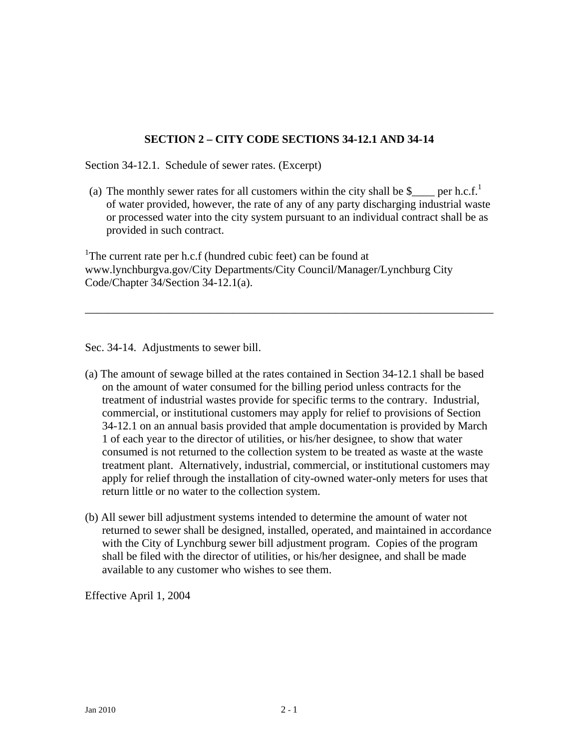## SECTION 2 – CITY CODE SECTIONS 34-12.1 AND 34-14

Section 34-12.1. Schedule of sewer rates. (Excerpt)

(a) The monthly sewer rates for all customers within the city shall be $____ per h.c.f.[1] of water provided, however, the rate of any of any party discharging industrial waste or processed water into the city system pursuant to an individual contract shall be as provided in such contract.

[1]The current rate per h.c.f (hundred cubic feet) can be found at www.lynchburgva.gov/City Departments/City Council/Manager/Lynchburg City Code/Chapter 34/Section 34-12.1(a).

---

Sec. 34-14. Adjustments to sewer bill.

(a) The amount of sewage billed at the rates contained in Section 34-12.1 shall be based on the amount of water consumed for the billing period unless contracts for the treatment of industrial wastes provide for specific terms to the contrary. Industrial, commercial, or institutional customers may apply for relief to provisions of Section 34-12.1 on an annual basis provided that ample documentation is provided by March 1 of each year to the director of utilities, or his/her designee, to show that water consumed is not returned to the collection system to be treated as waste at the waste treatment plant. Alternatively, industrial, commercial, or institutional customers may apply for relief through the installation of city-owned water-only meters for uses that return little or no water to the collection system.

(b) All sewer bill adjustment systems intended to determine the amount of water not returned to sewer shall be designed, installed, operated, and maintained in accordance with the City of Lynchburg sewer bill adjustment program. Copies of the program shall be filed with the director of utilities, or his/her designee, and shall be made available to any customer who wishes to see them.

Effective April 1, 2004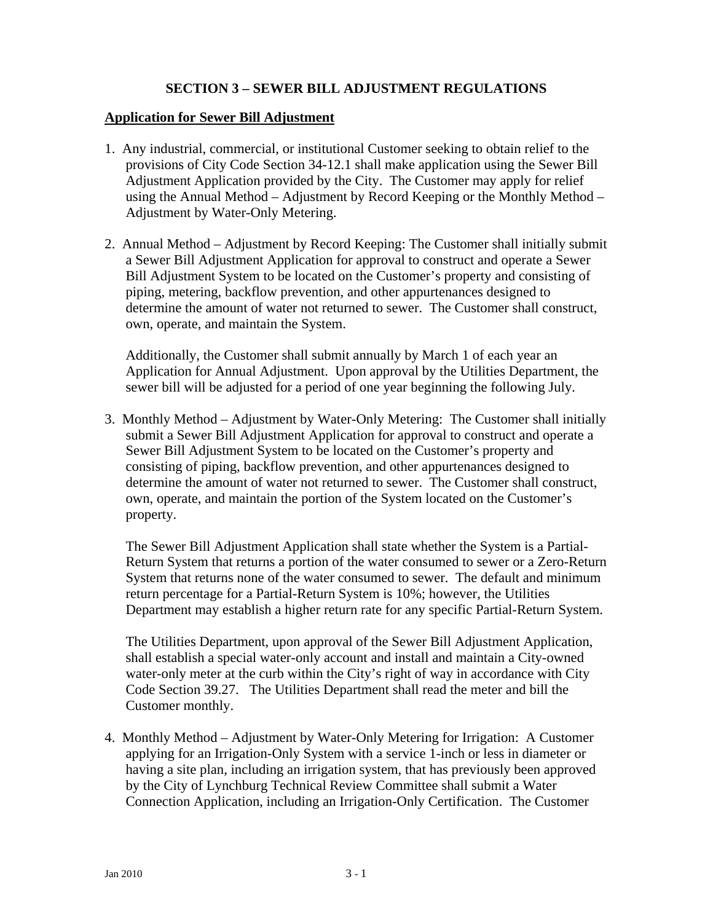## SECTION 3 – SEWER BILL ADJUSTMENT REGULATIONS

### Application for Sewer Bill Adjustment

1. Any industrial, commercial, or institutional Customer seeking to obtain relief to the provisions of City Code Section 34-12.1 shall make application using the Sewer Bill Adjustment Application provided by the City. The Customer may apply for relief using the Annual Method – Adjustment by Record Keeping or the Monthly Method – Adjustment by Water-Only Metering.

2. Annual Method – Adjustment by Record Keeping: The Customer shall initially submit a Sewer Bill Adjustment Application for approval to construct and operate a Sewer Bill Adjustment System to be located on the Customer's property and consisting of piping, metering, backflow prevention, and other appurtenances designed to determine the amount of water not returned to sewer. The Customer shall construct, own, operate, and maintain the System.

   Additionally, the Customer shall submit annually by March 1 of each year an Application for Annual Adjustment. Upon approval by the Utilities Department, the sewer bill will be adjusted for a period of one year beginning the following July.

3. Monthly Method – Adjustment by Water-Only Metering: The Customer shall initially submit a Sewer Bill Adjustment Application for approval to construct and operate a Sewer Bill Adjustment System to be located on the Customer's property and consisting of piping, backflow prevention, and other appurtenances designed to determine the amount of water not returned to sewer. The Customer shall construct, own, operate, and maintain the portion of the System located on the Customer's property.

   The Sewer Bill Adjustment Application shall state whether the System is a Partial-Return System that returns a portion of the water consumed to sewer or a Zero-Return System that returns none of the water consumed to sewer. The default and minimum return percentage for a Partial-Return System is 10%; however, the Utilities Department may establish a higher return rate for any specific Partial-Return System.

   The Utilities Department, upon approval of the Sewer Bill Adjustment Application, shall establish a special water-only account and install and maintain a City-owned water-only meter at the curb within the City's right of way in accordance with City Code Section 39.27. The Utilities Department shall read the meter and bill the Customer monthly.

4. Monthly Method – Adjustment by Water-Only Metering for Irrigation: A Customer applying for an Irrigation-Only System with a service 1-inch or less in diameter or having a site plan, including an irrigation system, that has previously been approved by the City of Lynchburg Technical Review Committee shall submit a Water Connection Application, including an Irrigation-Only Certification. The Customer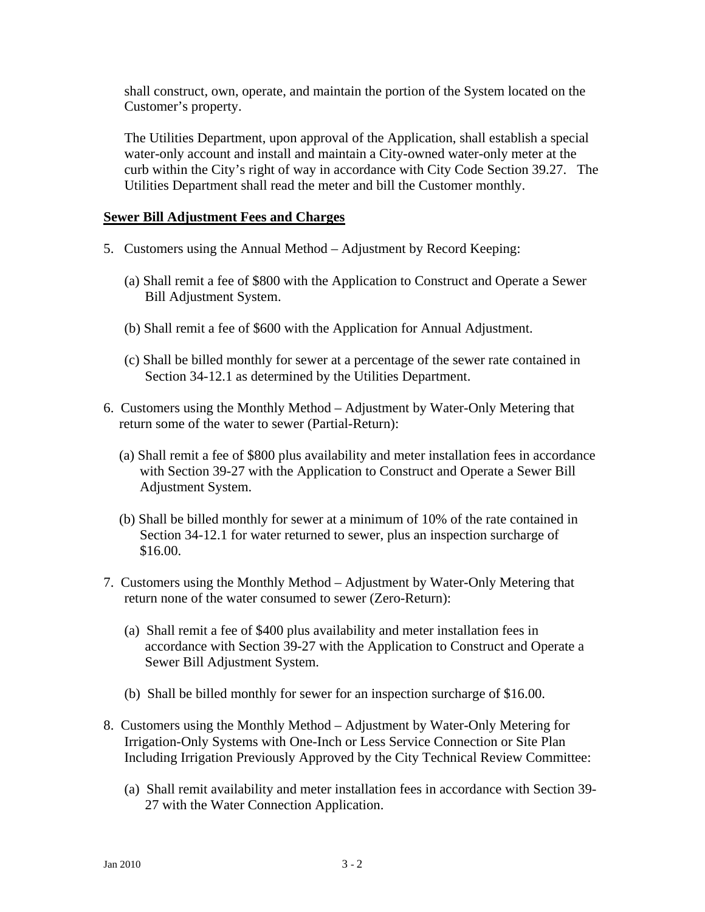shall construct, own, operate, and maintain the portion of the System located on the Customer's property.

The Utilities Department, upon approval of the Application, shall establish a special water-only account and install and maintain a City-owned water-only meter at the curb within the City's right of way in accordance with City Code Section 39.27. The Utilities Department shall read the meter and bill the Customer monthly.

**Sewer Bill Adjustment Fees and Charges**

5. Customers using the Annual Method – Adjustment by Record Keeping:

   (a) Shall remit a fee of $800 with the Application to Construct and Operate a Sewer Bill Adjustment System.

   (b) Shall remit a fee of $600 with the Application for Annual Adjustment.

   (c) Shall be billed monthly for sewer at a percentage of the sewer rate contained in Section 34-12.1 as determined by the Utilities Department.

6. Customers using the Monthly Method – Adjustment by Water-Only Metering that return some of the water to sewer (Partial-Return):

   (a) Shall remit a fee of $800 plus availability and meter installation fees in accordance with Section 39-27 with the Application to Construct and Operate a Sewer Bill Adjustment System.

   (b) Shall be billed monthly for sewer at a minimum of 10% of the rate contained in Section 34-12.1 for water returned to sewer, plus an inspection surcharge of $16.00.

7. Customers using the Monthly Method – Adjustment by Water-Only Metering that return none of the water consumed to sewer (Zero-Return):

   (a) Shall remit a fee of $400 plus availability and meter installation fees in accordance with Section 39-27 with the Application to Construct and Operate a Sewer Bill Adjustment System.

   (b) Shall be billed monthly for sewer for an inspection surcharge of $16.00.

8. Customers using the Monthly Method – Adjustment by Water-Only Metering for Irrigation-Only Systems with One-Inch or Less Service Connection or Site Plan Including Irrigation Previously Approved by the City Technical Review Committee:

   (a) Shall remit availability and meter installation fees in accordance with Section 39-27 with the Water Connection Application.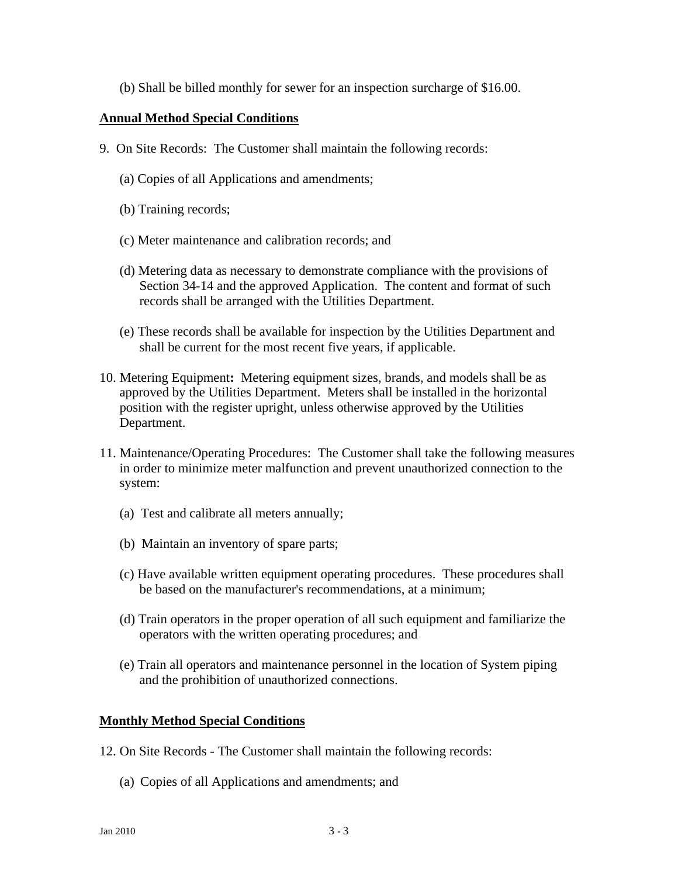(b) Shall be billed monthly for sewer for an inspection surcharge of $16.00.

**Annual Method Special Conditions**

9. On Site Records: The Customer shall maintain the following records:

   (a) Copies of all Applications and amendments;

   (b) Training records;

   (c) Meter maintenance and calibration records; and

   (d) Metering data as necessary to demonstrate compliance with the provisions of Section 34-14 and the approved Application. The content and format of such records shall be arranged with the Utilities Department.

   (e) These records shall be available for inspection by the Utilities Department and shall be current for the most recent five years, if applicable.

10. Metering Equipment**:** Metering equipment sizes, brands, and models shall be as approved by the Utilities Department. Meters shall be installed in the horizontal position with the register upright, unless otherwise approved by the Utilities Department.

11. Maintenance/Operating Procedures: The Customer shall take the following measures in order to minimize meter malfunction and prevent unauthorized connection to the system:

   (a) Test and calibrate all meters annually;

   (b) Maintain an inventory of spare parts;

   (c) Have available written equipment operating procedures. These procedures shall be based on the manufacturer's recommendations, at a minimum;

   (d) Train operators in the proper operation of all such equipment and familiarize the operators with the written operating procedures; and

   (e) Train all operators and maintenance personnel in the location of System piping and the prohibition of unauthorized connections.

**Monthly Method Special Conditions**

12. On Site Records - The Customer shall maintain the following records:

   (a) Copies of all Applications and amendments; and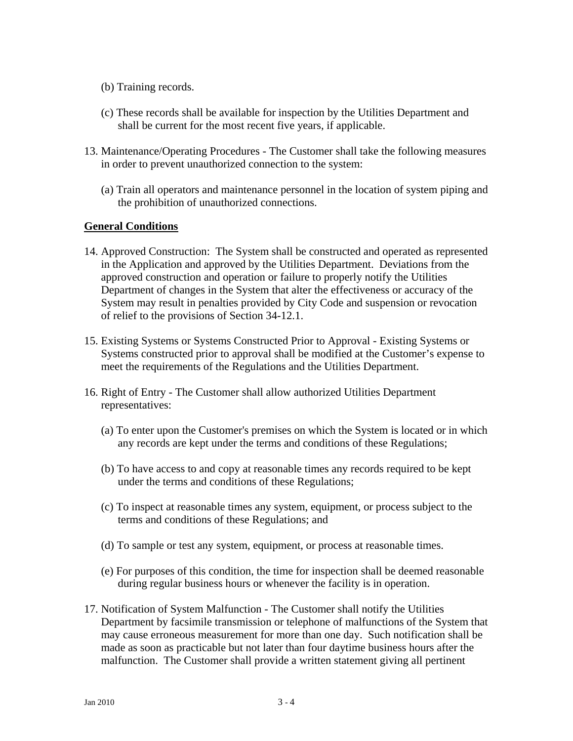(b) Training records.

(c) These records shall be available for inspection by the Utilities Department and shall be current for the most recent five years, if applicable.

13. Maintenance/Operating Procedures - The Customer shall take the following measures in order to prevent unauthorized connection to the system:

    (a) Train all operators and maintenance personnel in the location of system piping and the prohibition of unauthorized connections.

## General Conditions

14. Approved Construction: The System shall be constructed and operated as represented in the Application and approved by the Utilities Department. Deviations from the approved construction and operation or failure to properly notify the Utilities Department of changes in the System that alter the effectiveness or accuracy of the System may result in penalties provided by City Code and suspension or revocation of relief to the provisions of Section 34-12.1.

15. Existing Systems or Systems Constructed Prior to Approval - Existing Systems or Systems constructed prior to approval shall be modified at the Customer's expense to meet the requirements of the Regulations and the Utilities Department.

16. Right of Entry - The Customer shall allow authorized Utilities Department representatives:

    (a) To enter upon the Customer's premises on which the System is located or in which any records are kept under the terms and conditions of these Regulations;

    (b) To have access to and copy at reasonable times any records required to be kept under the terms and conditions of these Regulations;

    (c) To inspect at reasonable times any system, equipment, or process subject to the terms and conditions of these Regulations; and

    (d) To sample or test any system, equipment, or process at reasonable times.

    (e) For purposes of this condition, the time for inspection shall be deemed reasonable during regular business hours or whenever the facility is in operation.

17. Notification of System Malfunction - The Customer shall notify the Utilities Department by facsimile transmission or telephone of malfunctions of the System that may cause erroneous measurement for more than one day. Such notification shall be made as soon as practicable but not later than four daytime business hours after the malfunction. The Customer shall provide a written statement giving all pertinent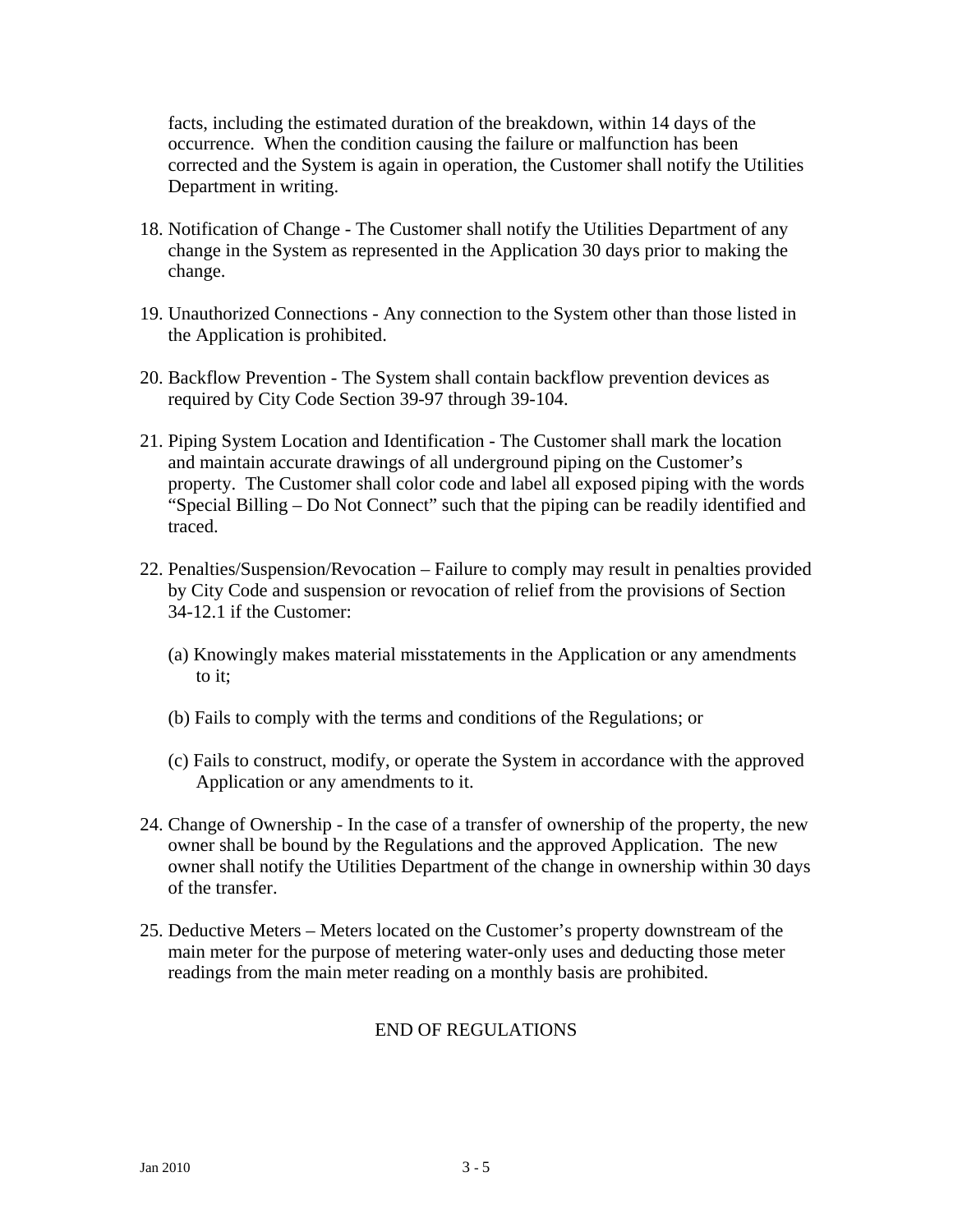facts, including the estimated duration of the breakdown, within 14 days of the occurrence. When the condition causing the failure or malfunction has been corrected and the System is again in operation, the Customer shall notify the Utilities Department in writing.

18. Notification of Change - The Customer shall notify the Utilities Department of any change in the System as represented in the Application 30 days prior to making the change.

19. Unauthorized Connections - Any connection to the System other than those listed in the Application is prohibited.

20. Backflow Prevention - The System shall contain backflow prevention devices as required by City Code Section 39-97 through 39-104.

21. Piping System Location and Identification - The Customer shall mark the location and maintain accurate drawings of all underground piping on the Customer's property. The Customer shall color code and label all exposed piping with the words "Special Billing – Do Not Connect" such that the piping can be readily identified and traced.

22. Penalties/Suspension/Revocation – Failure to comply may result in penalties provided by City Code and suspension or revocation of relief from the provisions of Section 34-12.1 if the Customer:

    (a) Knowingly makes material misstatements in the Application or any amendments to it;

    (b) Fails to comply with the terms and conditions of the Regulations; or

    (c) Fails to construct, modify, or operate the System in accordance with the approved Application or any amendments to it.

24. Change of Ownership - In the case of a transfer of ownership of the property, the new owner shall be bound by the Regulations and the approved Application. The new owner shall notify the Utilities Department of the change in ownership within 30 days of the transfer.

25. Deductive Meters – Meters located on the Customer's property downstream of the main meter for the purpose of metering water-only uses and deducting those meter readings from the main meter reading on a monthly basis are prohibited.

END OF REGULATIONS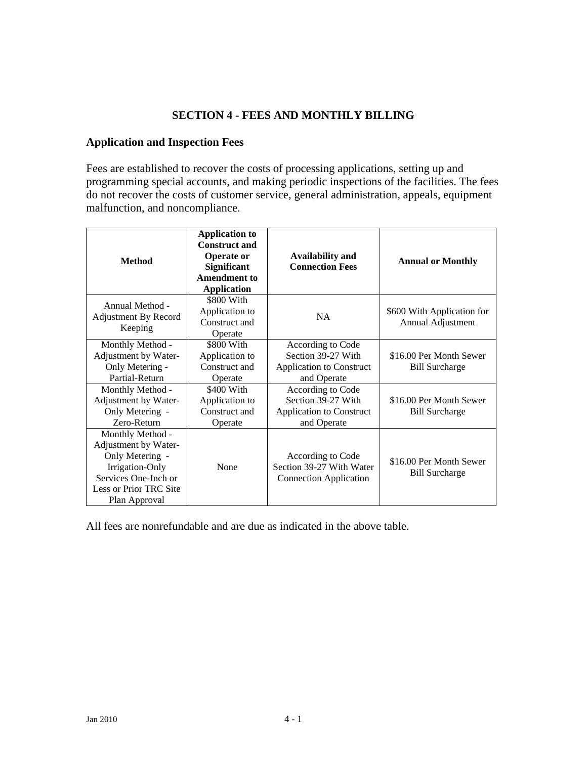# SECTION 4 - FEES AND MONTHLY BILLING

## Application and Inspection Fees

Fees are established to recover the costs of processing applications, setting up and programming special accounts, and making periodic inspections of the facilities. The fees do not recover the costs of customer service, general administration, appeals, equipment malfunction, and noncompliance.

| Method | Application to Construct and Operate or Significant Amendment to Application | Availability and Connection Fees | Annual or Monthly |
|---|---|---|---|
| Annual Method - Adjustment By Record Keeping | $800 With Application to Construct and Operate | NA | $600 With Application for Annual Adjustment |
| Monthly Method - Adjustment by Water-Only Metering - Partial-Return | $800 With Application to Construct and Operate | According to Code Section 39-27 With Application to Construct and Operate | $16.00 Per Month Sewer Bill Surcharge |
| Monthly Method - Adjustment by Water-Only Metering - Zero-Return | $400 With Application to Construct and Operate | According to Code Section 39-27 With Application to Construct and Operate | $16.00 Per Month Sewer Bill Surcharge |
| Monthly Method - Adjustment by Water-Only Metering - Irrigation-Only Services One-Inch or Less or Prior TRC Site Plan Approval | None | According to Code Section 39-27 With Water Connection Application | $16.00 Per Month Sewer Bill Surcharge |

All fees are nonrefundable and are due as indicated in the above table.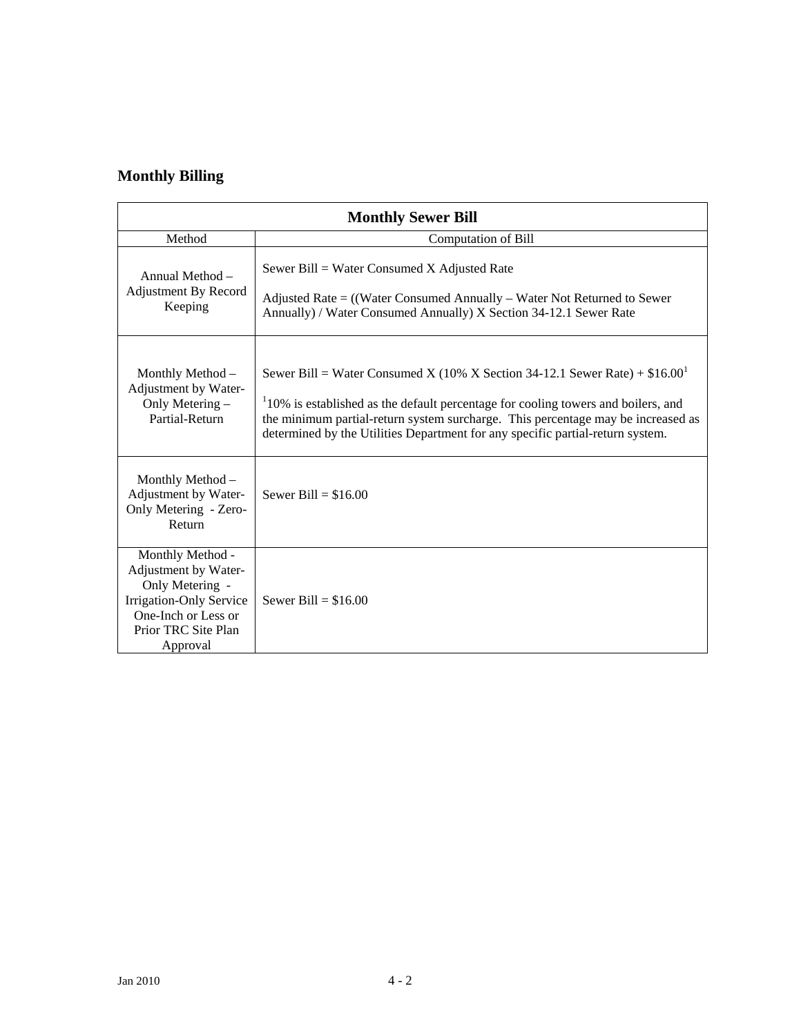## Monthly Billing

| Monthly Sewer Bill | |
|---|---|
| Method | Computation of Bill |
| Annual Method – Adjustment By Record Keeping | Sewer Bill = Water Consumed X Adjusted Rate<br><br>Adjusted Rate = ((Water Consumed Annually – Water Not Returned to Sewer Annually) / Water Consumed Annually) X Section 34-12.1 Sewer Rate |
| Monthly Method – Adjustment by Water-Only Metering – Partial-Return | Sewer Bill = Water Consumed X (10% X Section 34-12.1 Sewer Rate) + $16.00[1]<br><br>[1]10% is established as the default percentage for cooling towers and boilers, and the minimum partial-return system surcharge. This percentage may be increased as determined by the Utilities Department for any specific partial-return system. |
| Monthly Method – Adjustment by Water-Only Metering - Zero-Return | Sewer Bill = $16.00 |
| Monthly Method - Adjustment by Water-Only Metering - Irrigation-Only Service One-Inch or Less or Prior TRC Site Plan Approval | Sewer Bill = $16.00 |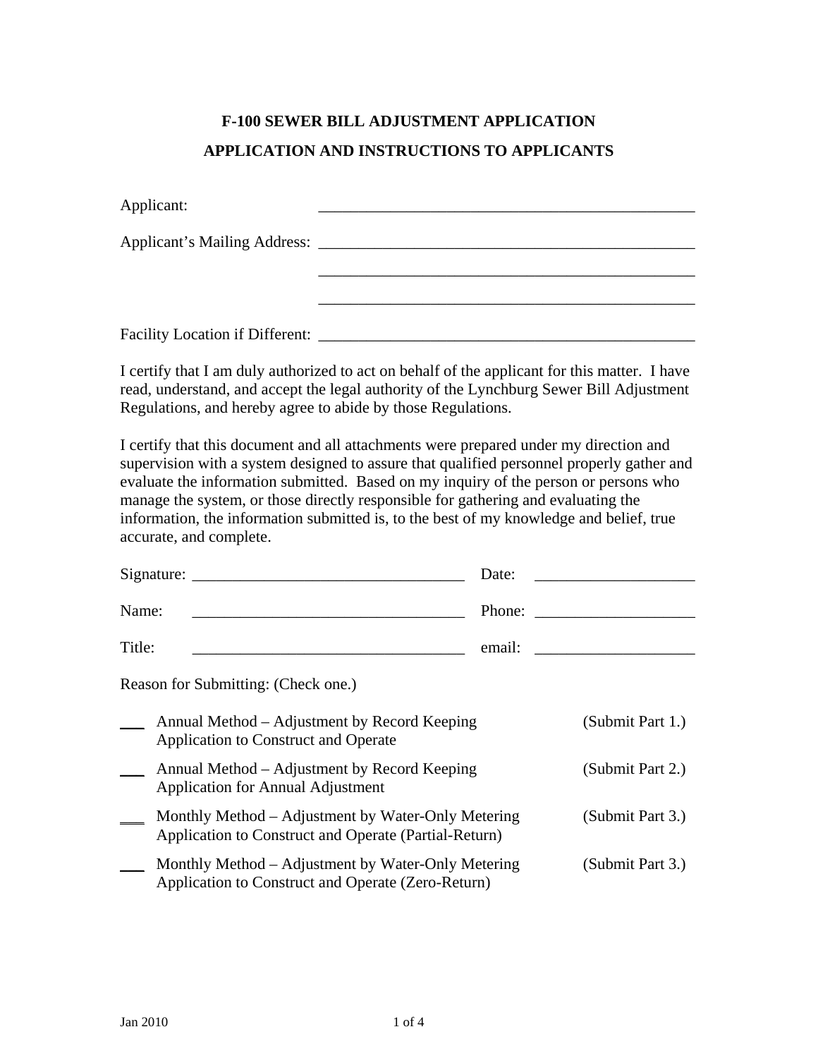# F-100 SEWER BILL ADJUSTMENT APPLICATION

## APPLICATION AND INSTRUCTIONS TO APPLICANTS

Applicant: ________________________________________________

Applicant's Mailing Address: ________________________________________________

________________________________________________

________________________________________________

Facility Location if Different: ________________________________________________

I certify that I am duly authorized to act on behalf of the applicant for this matter. I have read, understand, and accept the legal authority of the Lynchburg Sewer Bill Adjustment Regulations, and hereby agree to abide by those Regulations.

I certify that this document and all attachments were prepared under my direction and supervision with a system designed to assure that qualified personnel properly gather and evaluate the information submitted. Based on my inquiry of the person or persons who manage the system, or those directly responsible for gathering and evaluating the information, the information submitted is, to the best of my knowledge and belief, true accurate, and complete.

Signature: __________________________________ Date: ____________________

Name: __________________________________ Phone: ____________________

Title: __________________________________ email: ____________________

Reason for Submitting: (Check one.)

___ Annual Method – Adjustment by Record Keeping (Submit Part 1.)
Application to Construct and Operate

___ Annual Method – Adjustment by Record Keeping (Submit Part 2.)
Application for Annual Adjustment

___ Monthly Method – Adjustment by Water-Only Metering (Submit Part 3.)
Application to Construct and Operate (Partial-Return)

___ Monthly Method – Adjustment by Water-Only Metering (Submit Part 3.)
Application to Construct and Operate (Zero-Return)

Jan 2010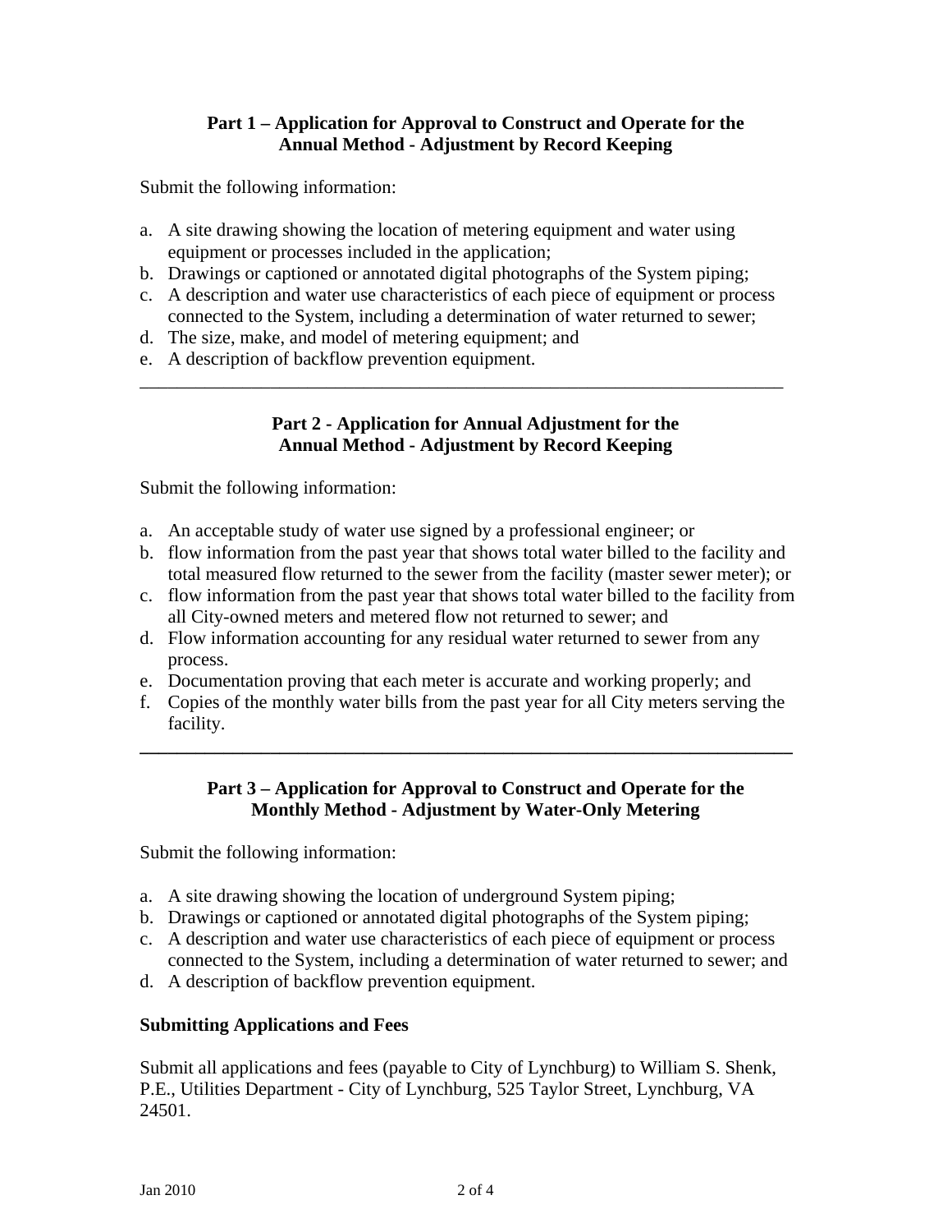**Part 1 – Application for Approval to Construct and Operate for the Annual Method - Adjustment by Record Keeping**

Submit the following information:

a. A site drawing showing the location of metering equipment and water using equipment or processes included in the application;
b. Drawings or captioned or annotated digital photographs of the System piping;
c. A description and water use characteristics of each piece of equipment or process connected to the System, including a determination of water returned to sewer;
d. The size, make, and model of metering equipment; and
e. A description of backflow prevention equipment.

---

**Part 2 - Application for Annual Adjustment for the Annual Method - Adjustment by Record Keeping**

Submit the following information:

a. An acceptable study of water use signed by a professional engineer; or
b. flow information from the past year that shows total water billed to the facility and total measured flow returned to the sewer from the facility (master sewer meter); or
c. flow information from the past year that shows total water billed to the facility from all City-owned meters and metered flow not returned to sewer; and
d. Flow information accounting for any residual water returned to sewer from any process.
e. Documentation proving that each meter is accurate and working properly; and
f. Copies of the monthly water bills from the past year for all City meters serving the facility.

---

**Part 3 – Application for Approval to Construct and Operate for the Monthly Method - Adjustment by Water-Only Metering**

Submit the following information:

a. A site drawing showing the location of underground System piping;
b. Drawings or captioned or annotated digital photographs of the System piping;
c. A description and water use characteristics of each piece of equipment or process connected to the System, including a determination of water returned to sewer; and
d. A description of backflow prevention equipment.

**Submitting Applications and Fees**

Submit all applications and fees (payable to City of Lynchburg) to William S. Shenk, P.E., Utilities Department - City of Lynchburg, 525 Taylor Street, Lynchburg, VA 24501.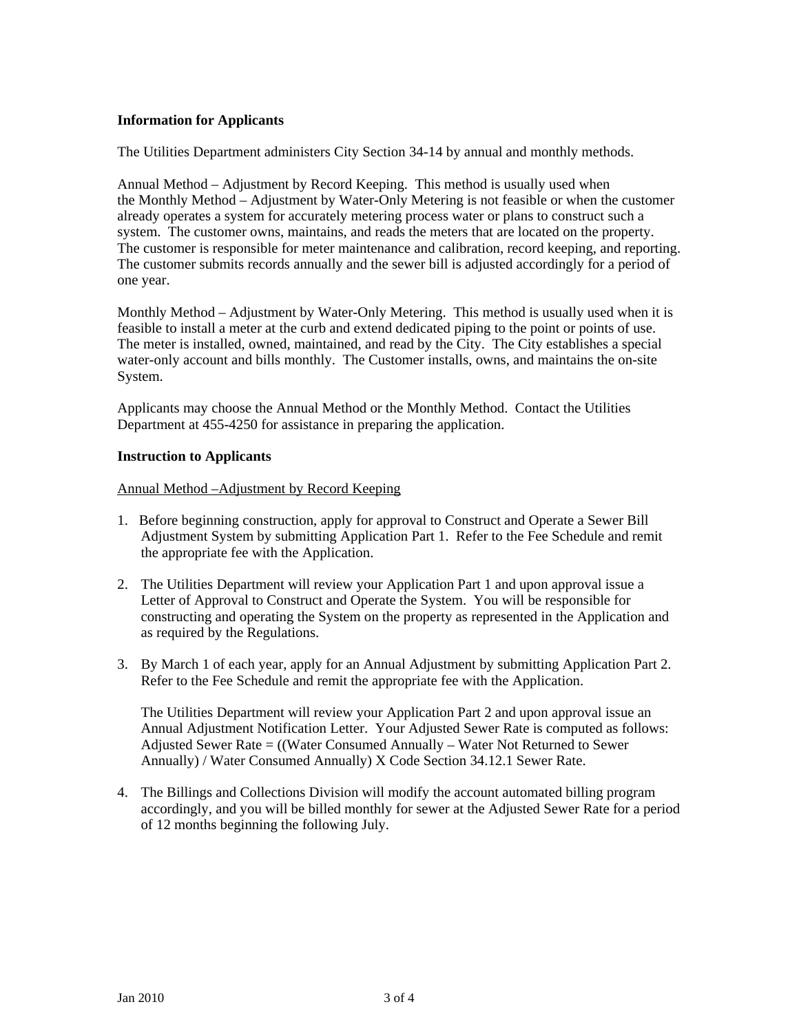**Information for Applicants**

The Utilities Department administers City Section 34-14 by annual and monthly methods.

Annual Method – Adjustment by Record Keeping. This method is usually used when the Monthly Method – Adjustment by Water-Only Metering is not feasible or when the customer already operates a system for accurately metering process water or plans to construct such a system. The customer owns, maintains, and reads the meters that are located on the property. The customer is responsible for meter maintenance and calibration, record keeping, and reporting. The customer submits records annually and the sewer bill is adjusted accordingly for a period of one year.

Monthly Method – Adjustment by Water-Only Metering. This method is usually used when it is feasible to install a meter at the curb and extend dedicated piping to the point or points of use. The meter is installed, owned, maintained, and read by the City. The City establishes a special water-only account and bills monthly. The Customer installs, owns, and maintains the on-site System.

Applicants may choose the Annual Method or the Monthly Method. Contact the Utilities Department at 455-4250 for assistance in preparing the application.

**Instruction to Applicants**

<u>Annual Method –Adjustment by Record Keeping</u>

1. Before beginning construction, apply for approval to Construct and Operate a Sewer Bill Adjustment System by submitting Application Part 1. Refer to the Fee Schedule and remit the appropriate fee with the Application.

2. The Utilities Department will review your Application Part 1 and upon approval issue a Letter of Approval to Construct and Operate the System. You will be responsible for constructing and operating the System on the property as represented in the Application and as required by the Regulations.

3. By March 1 of each year, apply for an Annual Adjustment by submitting Application Part 2. Refer to the Fee Schedule and remit the appropriate fee with the Application.

   The Utilities Department will review your Application Part 2 and upon approval issue an Annual Adjustment Notification Letter. Your Adjusted Sewer Rate is computed as follows: Adjusted Sewer Rate = ((Water Consumed Annually – Water Not Returned to Sewer Annually) / Water Consumed Annually) X Code Section 34.12.1 Sewer Rate.

4. The Billings and Collections Division will modify the account automated billing program accordingly, and you will be billed monthly for sewer at the Adjusted Sewer Rate for a period of 12 months beginning the following July.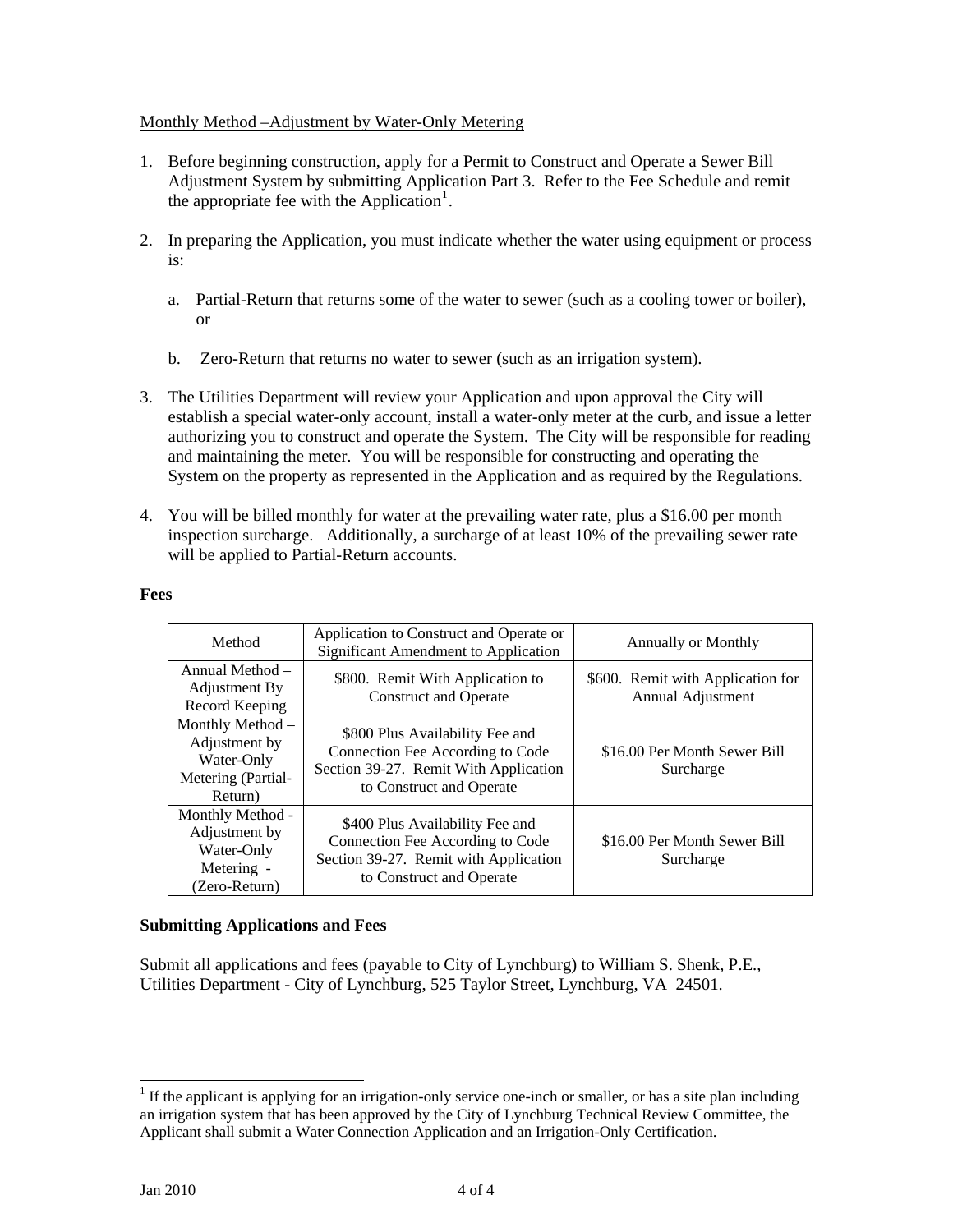Monthly Method –Adjustment by Water-Only Metering

1. Before beginning construction, apply for a Permit to Construct and Operate a Sewer Bill Adjustment System by submitting Application Part 3. Refer to the Fee Schedule and remit the appropriate fee with the Application[1].

2. In preparing the Application, you must indicate whether the water using equipment or process is:

   a. Partial-Return that returns some of the water to sewer (such as a cooling tower or boiler), or

   b. Zero-Return that returns no water to sewer (such as an irrigation system).

3. The Utilities Department will review your Application and upon approval the City will establish a special water-only account, install a water-only meter at the curb, and issue a letter authorizing you to construct and operate the System. The City will be responsible for reading and maintaining the meter. You will be responsible for constructing and operating the System on the property as represented in the Application and as required by the Regulations.

4. You will be billed monthly for water at the prevailing water rate, plus a $16.00 per month inspection surcharge. Additionally, a surcharge of at least 10% of the prevailing sewer rate will be applied to Partial-Return accounts.

**Fees**

| Method | Application to Construct and Operate or Significant Amendment to Application | Annually or Monthly |
|---|---|---|
| Annual Method – Adjustment By Record Keeping | $800. Remit With Application to Construct and Operate | $600. Remit with Application for Annual Adjustment |
| Monthly Method – Adjustment by Water-Only Metering (Partial-Return) | $800 Plus Availability Fee and Connection Fee According to Code Section 39-27. Remit With Application to Construct and Operate | $16.00 Per Month Sewer Bill Surcharge |
| Monthly Method - Adjustment by Water-Only Metering - (Zero-Return) | $400 Plus Availability Fee and Connection Fee According to Code Section 39-27. Remit with Application to Construct and Operate | $16.00 Per Month Sewer Bill Surcharge |

**Submitting Applications and Fees**

Submit all applications and fees (payable to City of Lynchburg) to William S. Shenk, P.E., Utilities Department - City of Lynchburg, 525 Taylor Street, Lynchburg, VA 24501.

[1] If the applicant is applying for an irrigation-only service one-inch or smaller, or has a site plan including an irrigation system that has been approved by the City of Lynchburg Technical Review Committee, the Applicant shall submit a Water Connection Application and an Irrigation-Only Certification.